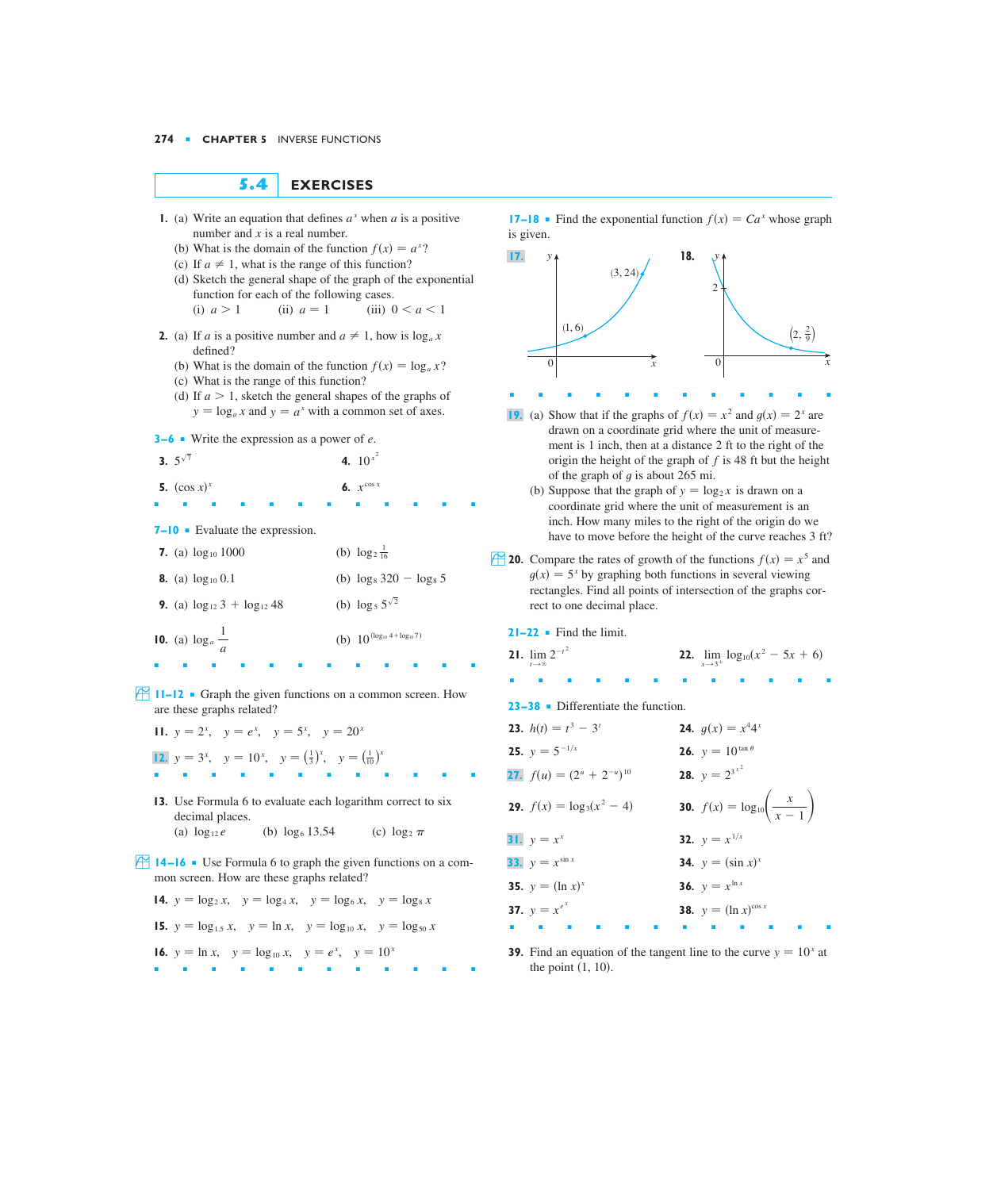## 5.4 EXERCISES

1. (a) Write an equation that defines $a^x$ when $a$ is a positive number and $x$ is a real number.
   (b) What is the domain of the function $f(x) = a^x$?
   (c) If $a \neq 1$, what is the range of this function?
   (d) Sketch the general shape of the graph of the exponential function for each of the following cases.
   (i) $a > 1$ (ii) $a = 1$ (iii) $0 < a < 1$

2. (a) If $a$ is a positive number and $a \neq 1$, how is $\log_a x$ defined?
   (b) What is the domain of the function $f(x) = \log_a x$?
   (c) What is the range of this function?
   (d) If $a > 1$, sketch the general shapes of the graphs of $y = \log_a x$ and $y = a^x$ with a common set of axes.

**3–6** ■ Write the expression as a power of $e$.

3. $5^{\sqrt{7}}$
4. $10^{x^2}$
5. $(\cos x)^x$
6. $x^{\cos x}$

**7–10** ■ Evaluate the expression.

7. (a) $\log_{10} 1000$ (b) $\log_2 \frac{1}{16}$
8. (a) $\log_{10} 0.1$ (b) $\log_8 320 - \log_8 5$
9. (a) $\log_{12} 3 + \log_{12} 48$ (b) $\log_5 5^{\sqrt{2}}$
10. (a) $\log_a \dfrac{1}{a}$ (b) $10^{(\log_{10} 4 + \log_{10} 7)}$

**11–12** ■ Graph the given functions on a common screen. How are these graphs related?

11. $y = 2^x$, $y = e^x$, $y = 5^x$, $y = 20^x$
12. $y = 3^x$, $y = 10^x$, $y = \left(\frac{1}{3}\right)^x$, $y = \left(\frac{1}{10}\right)^x$

13. Use Formula 6 to evaluate each logarithm correct to six decimal places.
    (a) $\log_{12} e$ (b) $\log_6 13.54$ (c) $\log_2 \pi$

**14–16** ■ Use Formula 6 to graph the given functions on a common screen. How are these graphs related?

14. $y = \log_2 x$, $y = \log_4 x$, $y = \log_6 x$, $y = \log_8 x$
15. $y = \log_{1.5} x$, $y = \ln x$, $y = \log_{10} x$, $y = \log_{50} x$
16. $y = \ln x$, $y = \log_{10} x$, $y = e^x$, $y = 10^x$

**17–18** ■ Find the exponential function $f(x) = Ca^x$ whose graph is given.

17. (Graph through the points $(1, 6)$ and $(3, 24)$.)

18. (Graph through the points $(0, 2)$ and $\left(2, \frac{2}{9}\right)$.)

19. (a) Show that if the graphs of $f(x) = x^2$ and $g(x) = 2^x$ are drawn on a coordinate grid where the unit of measurement is 1 inch, then at a distance 2 ft to the right of the origin the height of the graph of $f$ is 48 ft but the height of the graph of $g$ is about 265 mi.
    (b) Suppose that the graph of $y = \log_2 x$ is drawn on a coordinate grid where the unit of measurement is an inch. How many miles to the right of the origin do we have to move before the height of the curve reaches 3 ft?

20. Compare the rates of growth of the functions $f(x) = x^5$ and $g(x) = 5^x$ by graphing both functions in several viewing rectangles. Find all points of intersection of the graphs correct to one decimal place.

**21–22** ■ Find the limit.

21. $\lim\limits_{t \to \infty} 2^{-t^2}$
22. $\lim\limits_{x \to 3^+} \log_{10}(x^2 - 5x + 6)$

**23–38** ■ Differentiate the function.

23. $h(t) = t^3 - 3^t$
24. $g(x) = x^4 4^x$
25. $y = 5^{-1/x}$
26. $y = 10^{\tan \theta}$
27. $f(u) = (2^u + 2^{-u})^{10}$
28. $y = 2^{3^{x^2}}$
29. $f(x) = \log_3(x^2 - 4)$
30. $f(x) = \log_{10}\left(\dfrac{x}{x - 1}\right)$
31. $y = x^x$
32. $y = x^{1/x}$
33. $y = x^{\sin x}$
34. $y = (\sin x)^x$
35. $y = (\ln x)^x$
36. $y = x^{\ln x}$
37. $y = x^{e^x}$
38. $y = (\ln x)^{\cos x}$

39. Find an equation of the tangent line to the curve $y = 10^x$ at the point $(1, 10)$.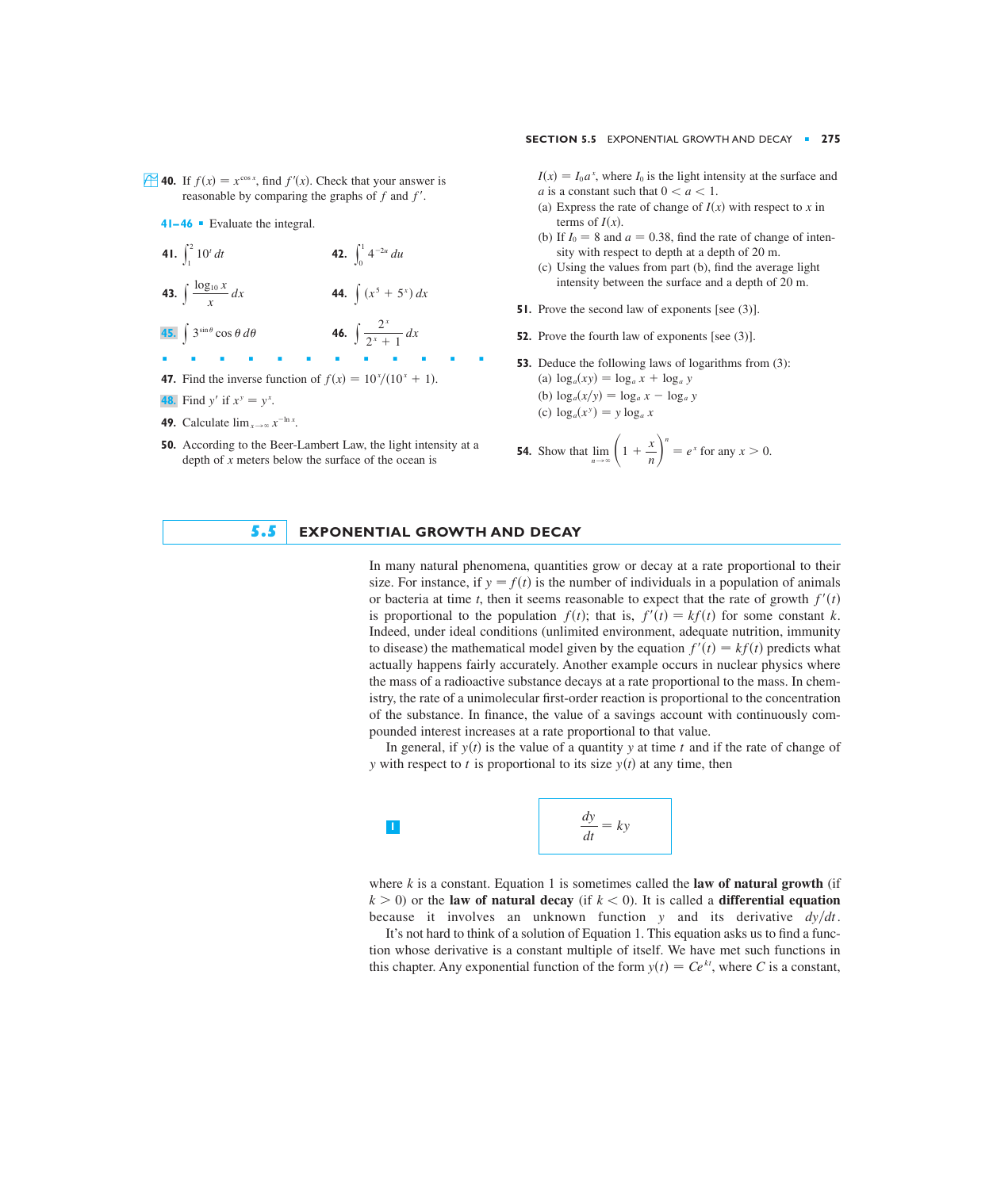**40.** If $f(x) = x^{\cos x}$, find $f'(x)$. Check that your answer is reasonable by comparing the graphs of $f$ and $f'$.

**41–46** ▪ Evaluate the integral.

**41.** $\int_1^2 10^t \, dt$

**42.** $\int_0^1 4^{-2u} \, du$

**43.** $\int \frac{\log_{10} x}{x} \, dx$

**44.** $\int (x^5 + 5^x) \, dx$

**45.** $\int 3^{\sin\theta} \cos\theta \, d\theta$

**46.** $\int \frac{2^x}{2^x + 1} \, dx$

**47.** Find the inverse function of $f(x) = 10^x/(10^x + 1)$.

**48.** Find $y'$ if $x^y = y^x$.

**49.** Calculate $\lim_{x \to \infty} x^{-\ln x}$.

**50.** According to the Beer-Lambert Law, the light intensity at a depth of $x$ meters below the surface of the ocean is $I(x) = I_0 a^x$, where $I_0$ is the light intensity at the surface and $a$ is a constant such that $0 < a < 1$.

(a) Express the rate of change of $I(x)$ with respect to $x$ in terms of $I(x)$.

(b) If $I_0 = 8$ and $a = 0.38$, find the rate of change of intensity with respect to depth at a depth of 20 m.

(c) Using the values from part (b), find the average light intensity between the surface and a depth of 20 m.

**51.** Prove the second law of exponents [see (3)].

**52.** Prove the fourth law of exponents [see (3)].

**53.** Deduce the following laws of logarithms from (3):

(a) $\log_a(xy) = \log_a x + \log_a y$

(b) $\log_a(x/y) = \log_a x - \log_a y$

(c) $\log_a(x^y) = y \log_a x$

**54.** Show that $\lim_{n \to \infty} \left(1 + \frac{x}{n}\right)^n = e^x$ for any $x > 0$.

## 5.5 EXPONENTIAL GROWTH AND DECAY

In many natural phenomena, quantities grow or decay at a rate proportional to their size. For instance, if $y = f(t)$ is the number of individuals in a population of animals or bacteria at time $t$, then it seems reasonable to expect that the rate of growth $f'(t)$ is proportional to the population $f(t)$; that is, $f'(t) = kf(t)$ for some constant $k$. Indeed, under ideal conditions (unlimited environment, adequate nutrition, immunity to disease) the mathematical model given by the equation $f'(t) = kf(t)$ predicts what actually happens fairly accurately. Another example occurs in nuclear physics where the mass of a radioactive substance decays at a rate proportional to the mass. In chemistry, the rate of a unimolecular first-order reaction is proportional to the concentration of the substance. In finance, the value of a savings account with continuously compounded interest increases at a rate proportional to that value.

In general, if $y(t)$ is the value of a quantity $y$ at time $t$ and if the rate of change of $y$ with respect to $t$ is proportional to its size $y(t)$ at any time, then

$$\textbf{1} \qquad \frac{dy}{dt} = ky$$

where $k$ is a constant. Equation 1 is sometimes called the **law of natural growth** (if $k > 0$) or the **law of natural decay** (if $k < 0$). It is called a **differential equation** because it involves an unknown function $y$ and its derivative $dy/dt$.

It's not hard to think of a solution of Equation 1. This equation asks us to find a function whose derivative is a constant multiple of itself. We have met such functions in this chapter. Any exponential function of the form $y(t) = Ce^{kt}$, where $C$ is a constant,